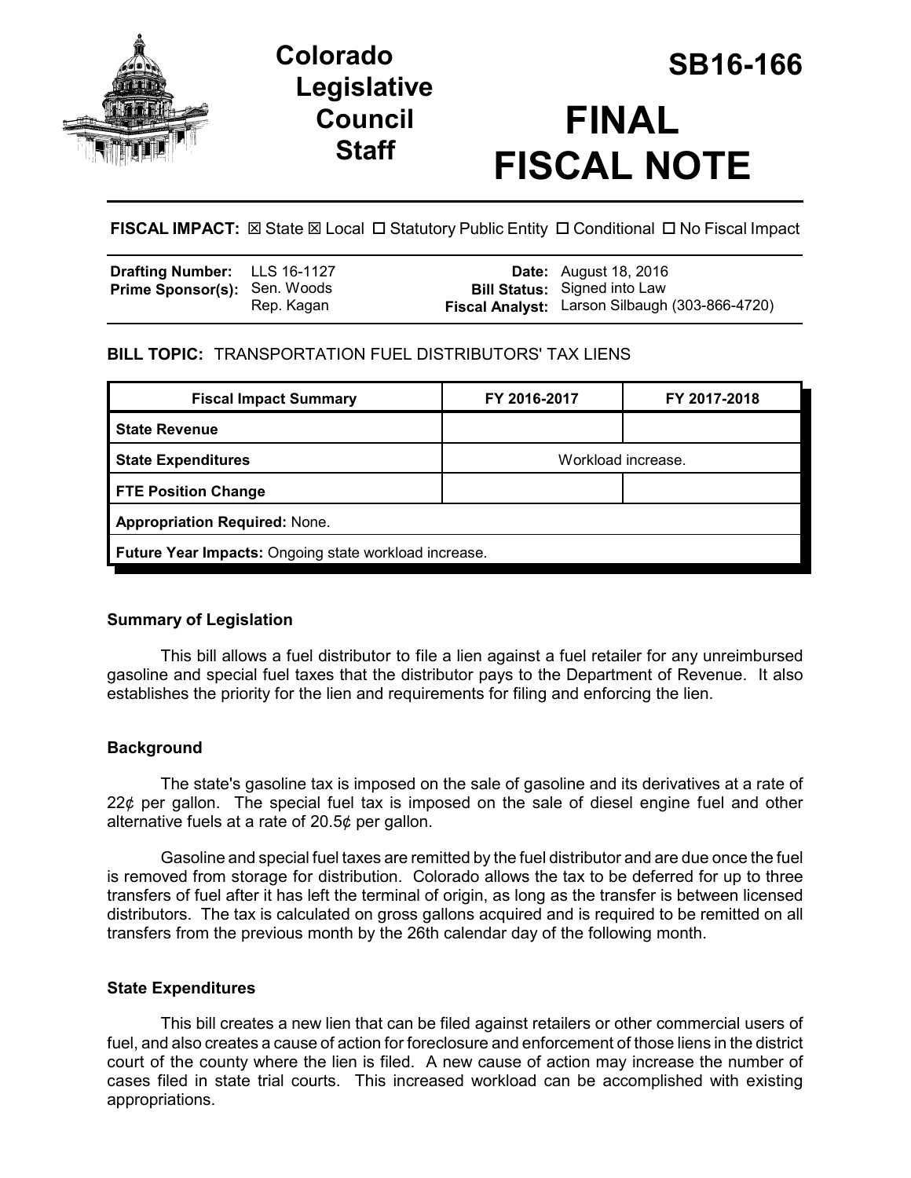# Colorado Legislative Council Staff

# SB16-166

# FINAL FISCAL NOTE

**FISCAL IMPACT:** ☒ State ☒ Local ☐ Statutory Public Entity ☐ Conditional ☐ No Fiscal Impact

| | | | |
|---|---|---|---|
| **Drafting Number:** | LLS 16-1127 | **Date:** | August 18, 2016 |
| **Prime Sponsor(s):** | Sen. Woods<br>Rep. Kagan | **Bill Status:** | Signed into Law |
| | | **Fiscal Analyst:** | Larson Silbaugh (303-866-4720) |

**BILL TOPIC:** TRANSPORTATION FUEL DISTRIBUTORS' TAX LIENS

| Fiscal Impact Summary | FY 2016-2017 | FY 2017-2018 |
|---|---|---|
| **State Revenue** | | |
| **State Expenditures** | Workload increase. | |
| **FTE Position Change** | | |
| **Appropriation Required:** None. | | |
| **Future Year Impacts:** Ongoing state workload increase. | | |

## Summary of Legislation

This bill allows a fuel distributor to file a lien against a fuel retailer for any unreimbursed gasoline and special fuel taxes that the distributor pays to the Department of Revenue. It also establishes the priority for the lien and requirements for filing and enforcing the lien.

## Background

The state's gasoline tax is imposed on the sale of gasoline and its derivatives at a rate of 22¢ per gallon. The special fuel tax is imposed on the sale of diesel engine fuel and other alternative fuels at a rate of 20.5¢ per gallon.

Gasoline and special fuel taxes are remitted by the fuel distributor and are due once the fuel is removed from storage for distribution. Colorado allows the tax to be deferred for up to three transfers of fuel after it has left the terminal of origin, as long as the transfer is between licensed distributors. The tax is calculated on gross gallons acquired and is required to be remitted on all transfers from the previous month by the 26th calendar day of the following month.

## State Expenditures

This bill creates a new lien that can be filed against retailers or other commercial users of fuel, and also creates a cause of action for foreclosure and enforcement of those liens in the district court of the county where the lien is filed. A new cause of action may increase the number of cases filed in state trial courts. This increased workload can be accomplished with existing appropriations.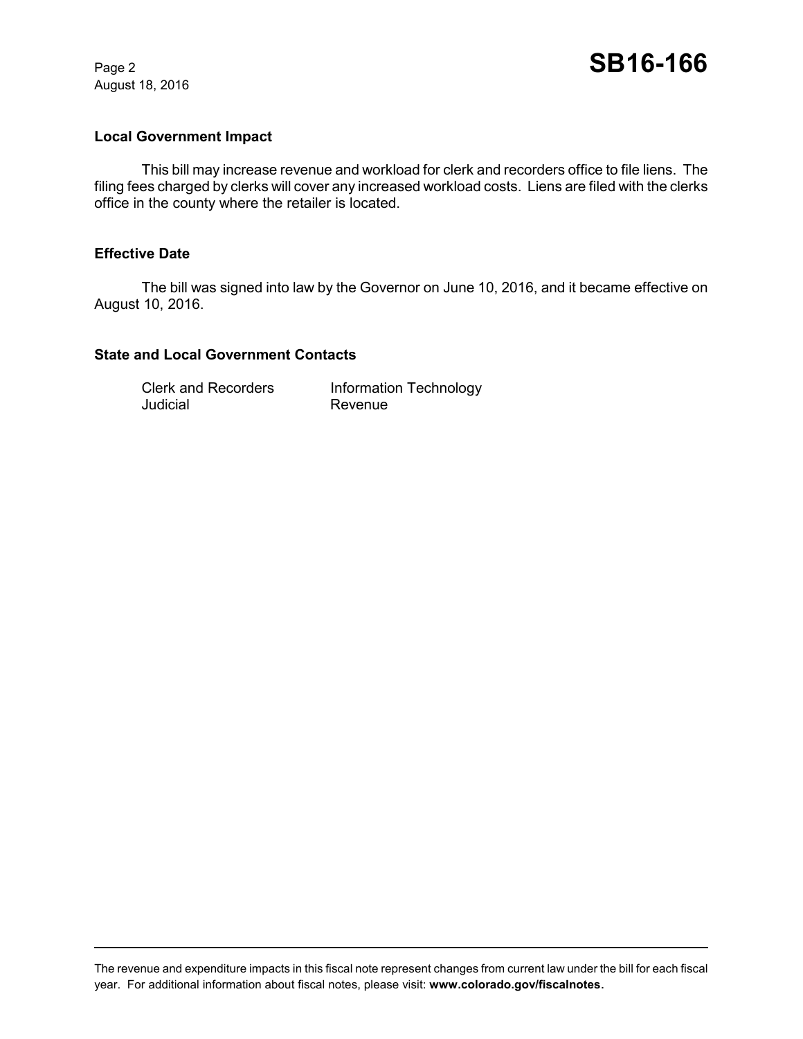### Local Government Impact

This bill may increase revenue and workload for clerk and recorders office to file liens. The filing fees charged by clerks will cover any increased workload costs. Liens are filed with the clerks office in the county where the retailer is located.

### Effective Date

The bill was signed into law by the Governor on June 10, 2016, and it became effective on August 10, 2016.

### State and Local Government Contacts

| | |
|---|---|
| Clerk and Recorders | Information Technology |
| Judicial | Revenue |

The revenue and expenditure impacts in this fiscal note represent changes from current law under the bill for each fiscal year. For additional information about fiscal notes, please visit: **www.colorado.gov/fiscalnotes.**